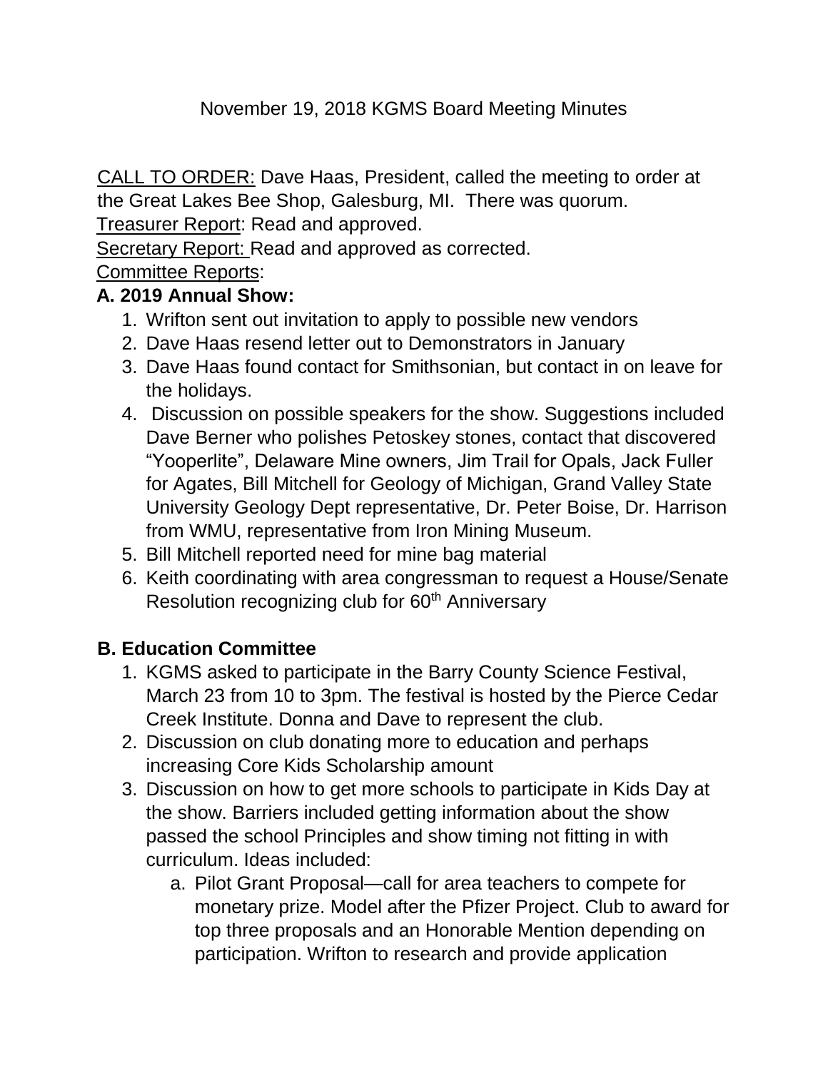November 19, 2018 KGMS Board Meeting Minutes

CALL TO ORDER: Dave Haas, President, called the meeting to order at the Great Lakes Bee Shop, Galesburg, MI. There was quorum.

Treasurer Report: Read and approved.

Secretary Report: Read and approved as corrected.

Committee Reports:

**A. 2019 Annual Show:**

1. Wrifton sent out invitation to apply to possible new vendors
2. Dave Haas resend letter out to Demonstrators in January
3. Dave Haas found contact for Smithsonian, but contact in on leave for the holidays.
4. Discussion on possible speakers for the show. Suggestions included Dave Berner who polishes Petoskey stones, contact that discovered "Yooperlite", Delaware Mine owners, Jim Trail for Opals, Jack Fuller for Agates, Bill Mitchell for Geology of Michigan, Grand Valley State University Geology Dept representative, Dr. Peter Boise, Dr. Harrison from WMU, representative from Iron Mining Museum.
5. Bill Mitchell reported need for mine bag material
6. Keith coordinating with area congressman to request a House/Senate Resolution recognizing club for 60th Anniversary

**B. Education Committee**

1. KGMS asked to participate in the Barry County Science Festival, March 23 from 10 to 3pm. The festival is hosted by the Pierce Cedar Creek Institute. Donna and Dave to represent the club.
2. Discussion on club donating more to education and perhaps increasing Core Kids Scholarship amount
3. Discussion on how to get more schools to participate in Kids Day at the show. Barriers included getting information about the show passed the school Principles and show timing not fitting in with curriculum. Ideas included:
    a. Pilot Grant Proposal—call for area teachers to compete for monetary prize. Model after the Pfizer Project. Club to award for top three proposals and an Honorable Mention depending on participation. Wrifton to research and provide application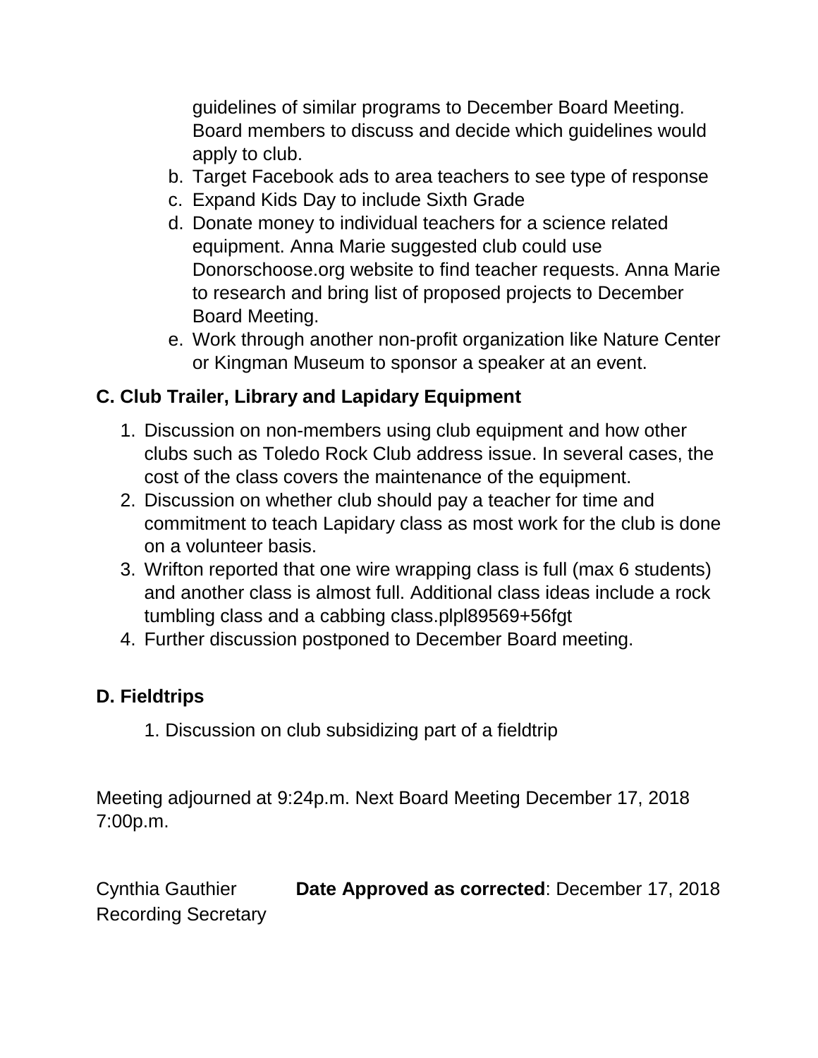guidelines of similar programs to December Board Meeting. Board members to discuss and decide which guidelines would apply to club.

b. Target Facebook ads to area teachers to see type of response
c. Expand Kids Day to include Sixth Grade
d. Donate money to individual teachers for a science related equipment. Anna Marie suggested club could use Donorschoose.org website to find teacher requests. Anna Marie to research and bring list of proposed projects to December Board Meeting.
e. Work through another non-profit organization like Nature Center or Kingman Museum to sponsor a speaker at an event.

### C. Club Trailer, Library and Lapidary Equipment

1. Discussion on non-members using club equipment and how other clubs such as Toledo Rock Club address issue. In several cases, the cost of the class covers the maintenance of the equipment.
2. Discussion on whether club should pay a teacher for time and commitment to teach Lapidary class as most work for the club is done on a volunteer basis.
3. Wrifton reported that one wire wrapping class is full (max 6 students) and another class is almost full. Additional class ideas include a rock tumbling class and a cabbing class.plpl89569+56fgt
4. Further discussion postponed to December Board meeting.

### D. Fieldtrips

1. Discussion on club subsidizing part of a fieldtrip

Meeting adjourned at 9:24p.m. Next Board Meeting December 17, 2018 7:00p.m.

Cynthia Gauthier **Date Approved as corrected**: December 17, 2018
Recording Secretary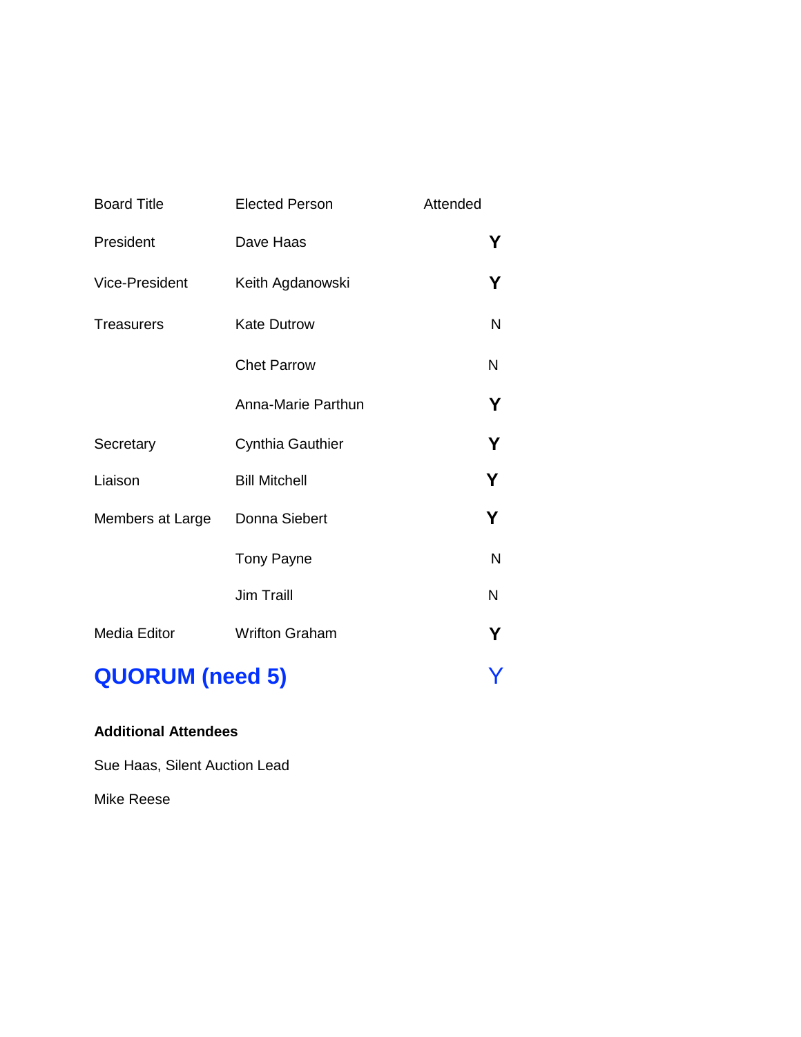| Board Title | Elected Person | Attended |
|---|---|---|
| President | Dave Haas | **Y** |
| Vice-President | Keith Agdanowski | **Y** |
| Treasurers | Kate Dutrow | N |
| | Chet Parrow | N |
| | Anna-Marie Parthun | **Y** |
| Secretary | Cynthia Gauthier | **Y** |
| Liaison | Bill Mitchell | **Y** |
| Members at Large | Donna Siebert | **Y** |
| | Tony Payne | N |
| | Jim Traill | N |
| Media Editor | Wrifton Graham | **Y** |
| **QUORUM (need 5)** | | Y |

**Additional Attendees**

Sue Haas, Silent Auction Lead

Mike Reese